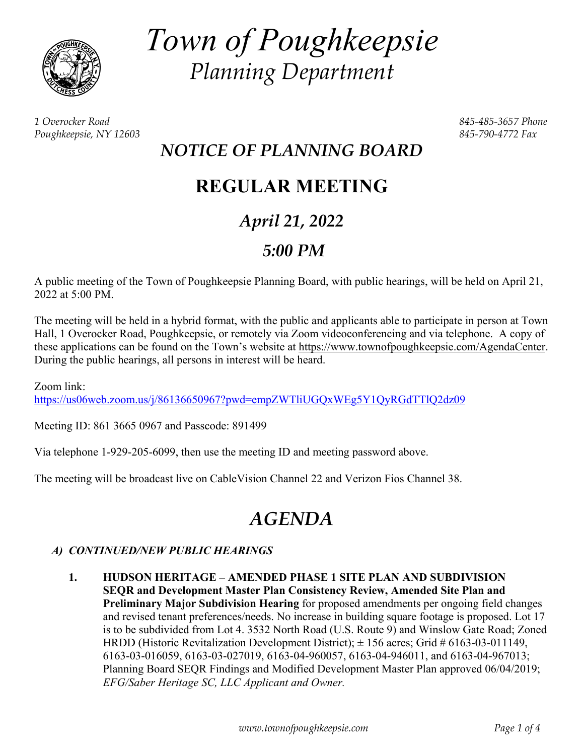# Town of Poughkeepsie

## Planning Department

*1 Overocker Road*
*Poughkeepsie, NY 12603*

*845-485-3657 Phone*
*845-790-4772 Fax*

## *NOTICE OF PLANNING BOARD*

# REGULAR MEETING

## *April 21, 2022*

## *5:00 PM*

A public meeting of the Town of Poughkeepsie Planning Board, with public hearings, will be held on April 21, 2022 at 5:00 PM.

The meeting will be held in a hybrid format, with the public and applicants able to participate in person at Town Hall, 1 Overocker Road, Poughkeepsie, or remotely via Zoom videoconferencing and via telephone. A copy of these applications can be found on the Town's website at https://www.townofpoughkeepsie.com/AgendaCenter. During the public hearings, all persons in interest will be heard.

Zoom link:
https://us06web.zoom.us/j/86136650967?pwd=empZWTliUGQxWEg5Y1QyRGdTTlQ2dz09

Meeting ID: 861 3665 0967 and Passcode: 891499

Via telephone 1-929-205-6099, then use the meeting ID and meeting password above.

The meeting will be broadcast live on CableVision Channel 22 and Verizon Fios Channel 38.

# *AGENDA*

### *A) CONTINUED/NEW PUBLIC HEARINGS*

1. **HUDSON HERITAGE – AMENDED PHASE 1 SITE PLAN AND SUBDIVISION SEQR and Development Master Plan Consistency Review, Amended Site Plan and Preliminary Major Subdivision Hearing** for proposed amendments per ongoing field changes and revised tenant preferences/needs. No increase in building square footage is proposed. Lot 17 is to be subdivided from Lot 4. 3532 North Road (U.S. Route 9) and Winslow Gate Road; Zoned HRDD (Historic Revitalization Development District); ± 156 acres; Grid # 6163-03-011149, 6163-03-016059, 6163-03-027019, 6163-04-960057, 6163-04-946011, and 6163-04-967013; Planning Board SEQR Findings and Modified Development Master Plan approved 06/04/2019; *EFG/Saber Heritage SC, LLC Applicant and Owner.*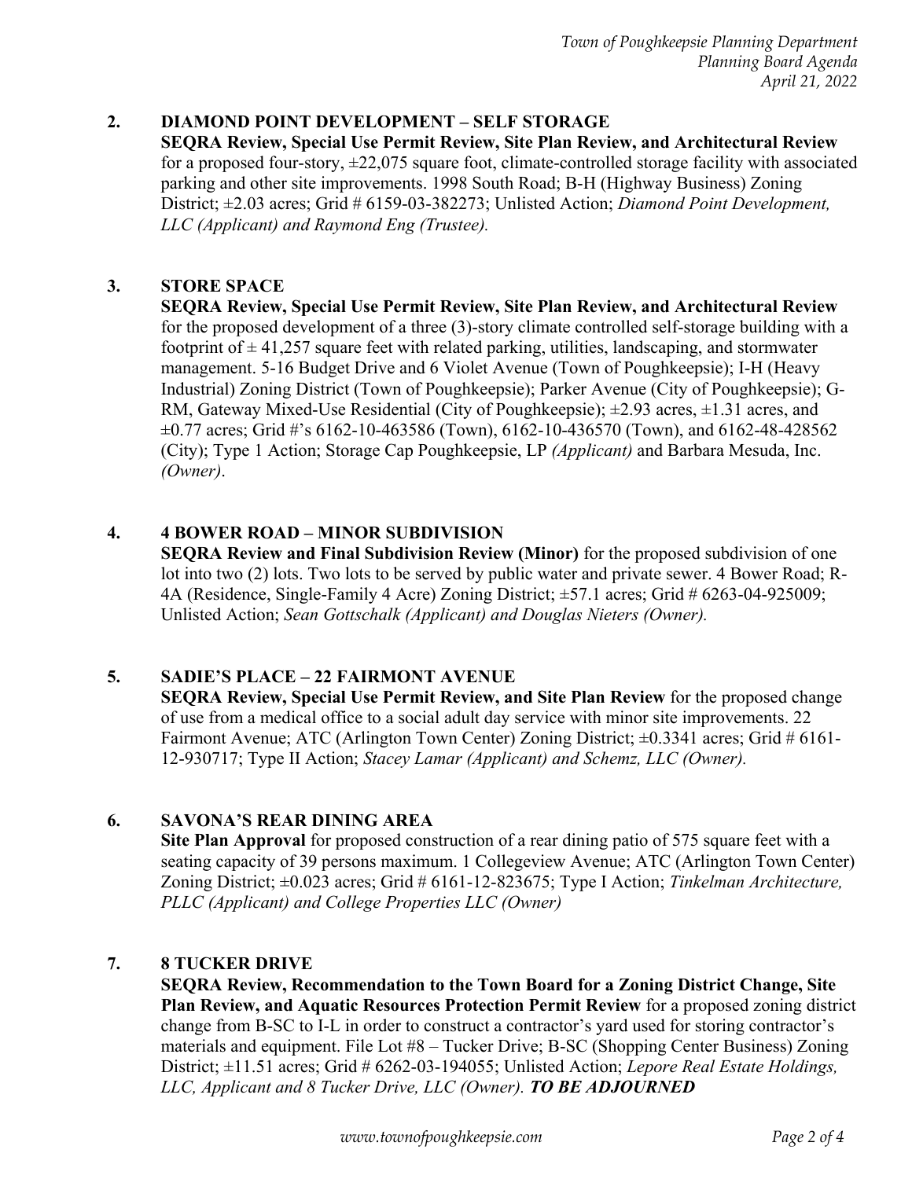**2. DIAMOND POINT DEVELOPMENT – SELF STORAGE**

**SEQRA Review, Special Use Permit Review, Site Plan Review, and Architectural Review** for a proposed four-story, ±22,075 square foot, climate-controlled storage facility with associated parking and other site improvements. 1998 South Road; B-H (Highway Business) Zoning District; ±2.03 acres; Grid # 6159-03-382273; Unlisted Action; *Diamond Point Development, LLC (Applicant) and Raymond Eng (Trustee).*

**3. STORE SPACE**

**SEQRA Review, Special Use Permit Review, Site Plan Review, and Architectural Review** for the proposed development of a three (3)-story climate controlled self-storage building with a footprint of ± 41,257 square feet with related parking, utilities, landscaping, and stormwater management. 5-16 Budget Drive and 6 Violet Avenue (Town of Poughkeepsie); I-H (Heavy Industrial) Zoning District (Town of Poughkeepsie); Parker Avenue (City of Poughkeepsie); G-RM, Gateway Mixed-Use Residential (City of Poughkeepsie); ±2.93 acres, ±1.31 acres, and ±0.77 acres; Grid #'s 6162-10-463586 (Town), 6162-10-436570 (Town), and 6162-48-428562 (City); Type 1 Action; Storage Cap Poughkeepsie, LP *(Applicant)* and Barbara Mesuda, Inc. *(Owner)*.

**4. 4 BOWER ROAD – MINOR SUBDIVISION**

**SEQRA Review and Final Subdivision Review (Minor)** for the proposed subdivision of one lot into two (2) lots. Two lots to be served by public water and private sewer. 4 Bower Road; R-4A (Residence, Single-Family 4 Acre) Zoning District; ±57.1 acres; Grid # 6263-04-925009; Unlisted Action; *Sean Gottschalk (Applicant) and Douglas Nieters (Owner).*

**5. SADIE'S PLACE – 22 FAIRMONT AVENUE**

**SEQRA Review, Special Use Permit Review, and Site Plan Review** for the proposed change of use from a medical office to a social adult day service with minor site improvements. 22 Fairmont Avenue; ATC (Arlington Town Center) Zoning District; ±0.3341 acres; Grid # 6161-12-930717; Type II Action; *Stacey Lamar (Applicant) and Schemz, LLC (Owner).*

**6. SAVONA'S REAR DINING AREA**

**Site Plan Approval** for proposed construction of a rear dining patio of 575 square feet with a seating capacity of 39 persons maximum. 1 Collegeview Avenue; ATC (Arlington Town Center) Zoning District; ±0.023 acres; Grid # 6161-12-823675; Type I Action; *Tinkelman Architecture, PLLC (Applicant) and College Properties LLC (Owner)*

**7. 8 TUCKER DRIVE**

**SEQRA Review, Recommendation to the Town Board for a Zoning District Change, Site Plan Review, and Aquatic Resources Protection Permit Review** for a proposed zoning district change from B-SC to I-L in order to construct a contractor's yard used for storing contractor's materials and equipment. File Lot #8 – Tucker Drive; B-SC (Shopping Center Business) Zoning District; ±11.51 acres; Grid # 6262-03-194055; Unlisted Action; *Lepore Real Estate Holdings, LLC, Applicant and 8 Tucker Drive, LLC (Owner).* ***TO BE ADJOURNED***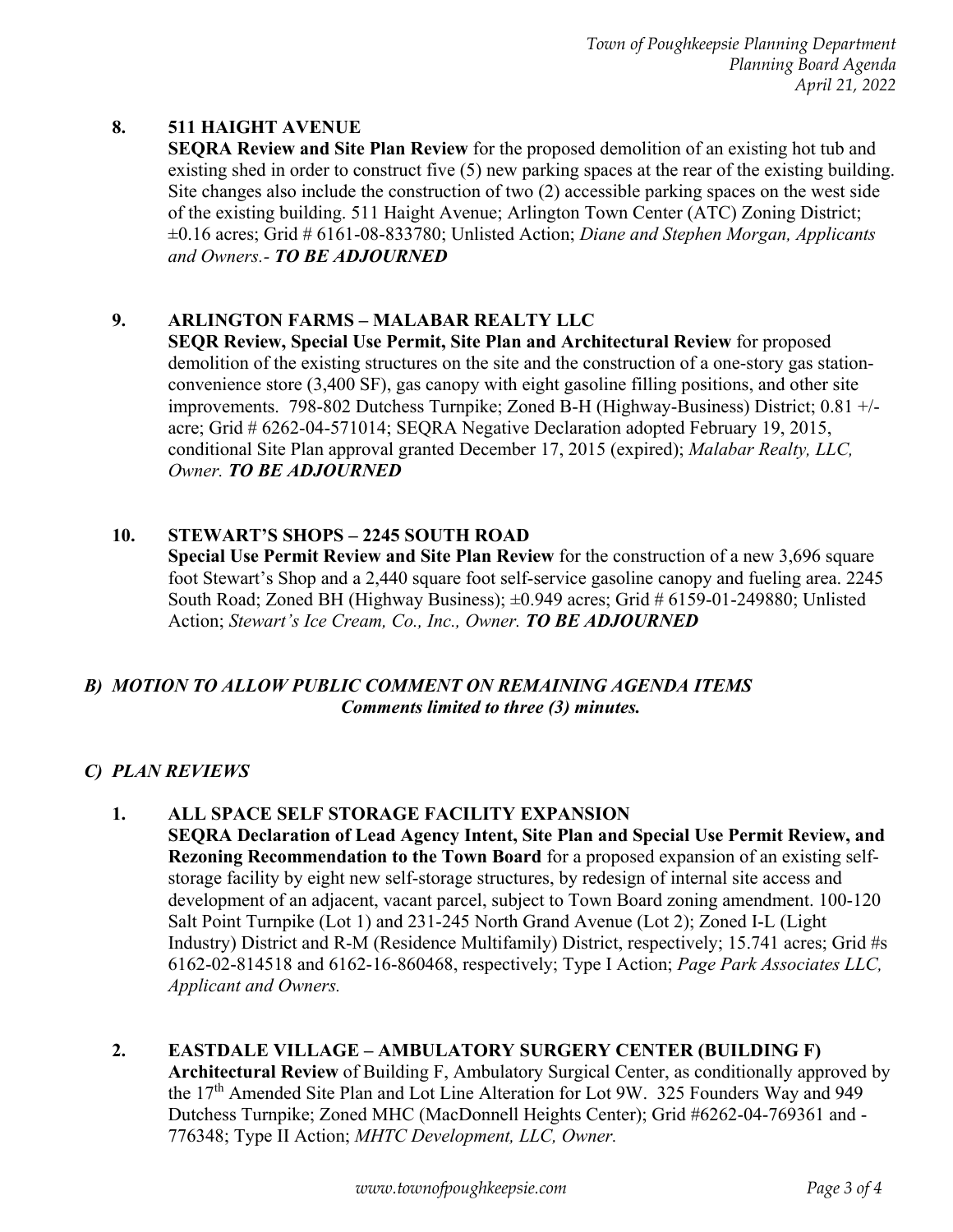**8. 511 HAIGHT AVENUE**

**SEQRA Review and Site Plan Review** for the proposed demolition of an existing hot tub and existing shed in order to construct five (5) new parking spaces at the rear of the existing building. Site changes also include the construction of two (2) accessible parking spaces on the west side of the existing building. 511 Haight Avenue; Arlington Town Center (ATC) Zoning District; ±0.16 acres; Grid # 6161-08-833780; Unlisted Action; *Diane and Stephen Morgan, Applicants and Owners.- **TO BE ADJOURNED***

**9. ARLINGTON FARMS – MALABAR REALTY LLC**

**SEQR Review, Special Use Permit, Site Plan and Architectural Review** for proposed demolition of the existing structures on the site and the construction of a one-story gas station-convenience store (3,400 SF), gas canopy with eight gasoline filling positions, and other site improvements. 798-802 Dutchess Turnpike; Zoned B-H (Highway-Business) District; 0.81 +/- acre; Grid # 6262-04-571014; SEQRA Negative Declaration adopted February 19, 2015, conditional Site Plan approval granted December 17, 2015 (expired); *Malabar Realty, LLC, Owner. **TO BE ADJOURNED***

**10. STEWART'S SHOPS – 2245 SOUTH ROAD**

**Special Use Permit Review and Site Plan Review** for the construction of a new 3,696 square foot Stewart's Shop and a 2,440 square foot self-service gasoline canopy and fueling area. 2245 South Road; Zoned BH (Highway Business); ±0.949 acres; Grid # 6159-01-249880; Unlisted Action; *Stewart's Ice Cream, Co., Inc., Owner. **TO BE ADJOURNED***

## *B) MOTION TO ALLOW PUBLIC COMMENT ON REMAINING AGENDA ITEMS*

***Comments limited to three (3) minutes.***

## *C) PLAN REVIEWS*

**1. ALL SPACE SELF STORAGE FACILITY EXPANSION**

**SEQRA Declaration of Lead Agency Intent, Site Plan and Special Use Permit Review, and Rezoning Recommendation to the Town Board** for a proposed expansion of an existing self-storage facility by eight new self-storage structures, by redesign of internal site access and development of an adjacent, vacant parcel, subject to Town Board zoning amendment. 100-120 Salt Point Turnpike (Lot 1) and 231-245 North Grand Avenue (Lot 2); Zoned I-L (Light Industry) District and R-M (Residence Multifamily) District, respectively; 15.741 acres; Grid #s 6162-02-814518 and 6162-16-860468, respectively; Type I Action; *Page Park Associates LLC, Applicant and Owners.*

**2. EASTDALE VILLAGE – AMBULATORY SURGERY CENTER (BUILDING F)**

**Architectural Review** of Building F, Ambulatory Surgical Center, as conditionally approved by the 17th Amended Site Plan and Lot Line Alteration for Lot 9W. 325 Founders Way and 949 Dutchess Turnpike; Zoned MHC (MacDonnell Heights Center); Grid #6262-04-769361 and -776348; Type II Action; *MHTC Development, LLC, Owner.*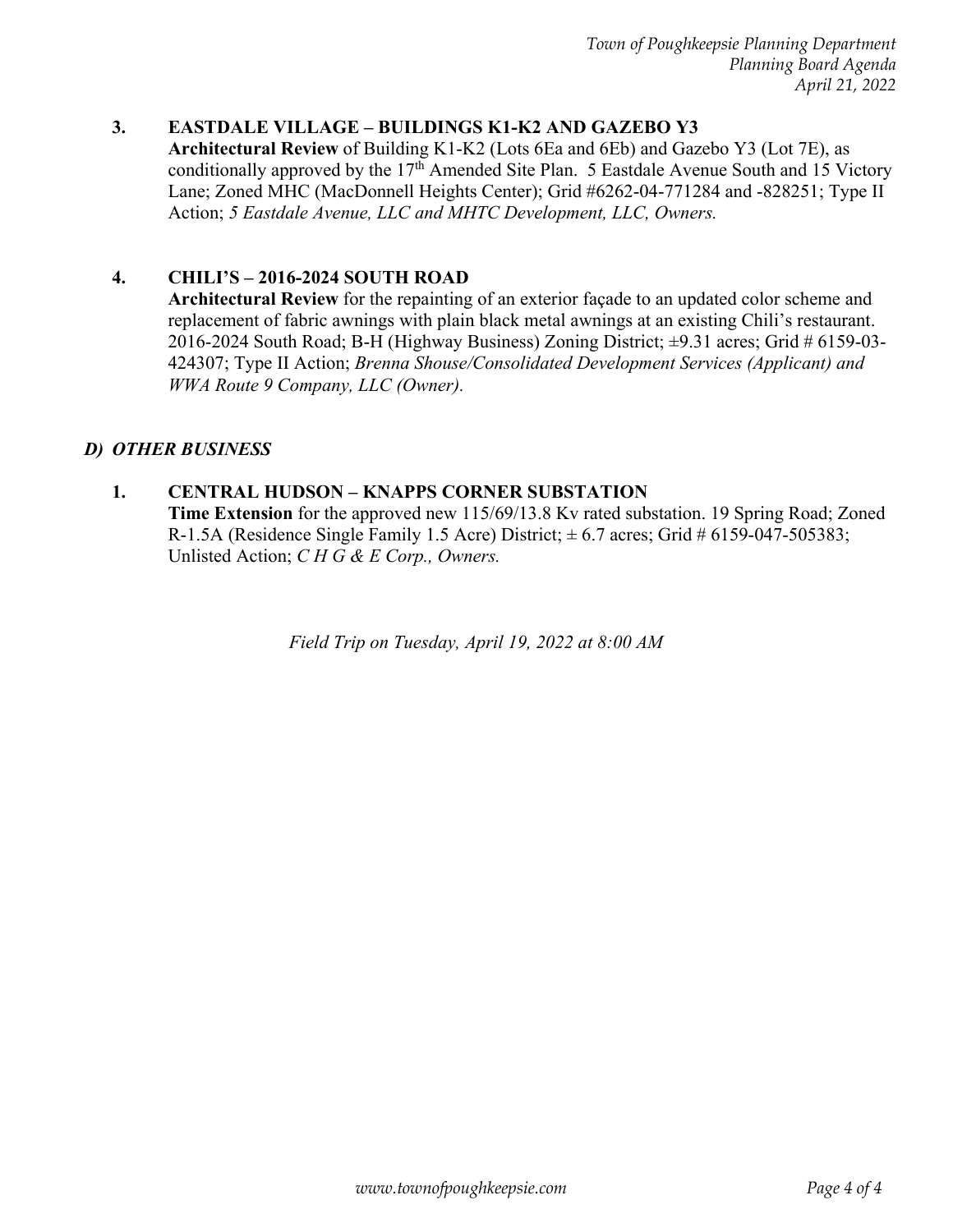3. **EASTDALE VILLAGE – BUILDINGS K1-K2 AND GAZEBO Y3**
**Architectural Review** of Building K1-K2 (Lots 6Ea and 6Eb) and Gazebo Y3 (Lot 7E), as conditionally approved by the 17th Amended Site Plan. 5 Eastdale Avenue South and 15 Victory Lane; Zoned MHC (MacDonnell Heights Center); Grid #6262-04-771284 and -828251; Type II Action; *5 Eastdale Avenue, LLC and MHTC Development, LLC, Owners.*

4. **CHILI'S – 2016-2024 SOUTH ROAD**
**Architectural Review** for the repainting of an exterior façade to an updated color scheme and replacement of fabric awnings with plain black metal awnings at an existing Chili's restaurant. 2016-2024 South Road; B-H (Highway Business) Zoning District; ±9.31 acres; Grid # 6159-03-424307; Type II Action; *Brenna Shouse/Consolidated Development Services (Applicant) and WWA Route 9 Company, LLC (Owner).*

## *D) OTHER BUSINESS*

1. **CENTRAL HUDSON – KNAPPS CORNER SUBSTATION**
**Time Extension** for the approved new 115/69/13.8 Kv rated substation. 19 Spring Road; Zoned R-1.5A (Residence Single Family 1.5 Acre) District; ± 6.7 acres; Grid # 6159-047-505383; Unlisted Action; *C H G & E Corp., Owners.*

*Field Trip on Tuesday, April 19, 2022 at 8:00 AM*